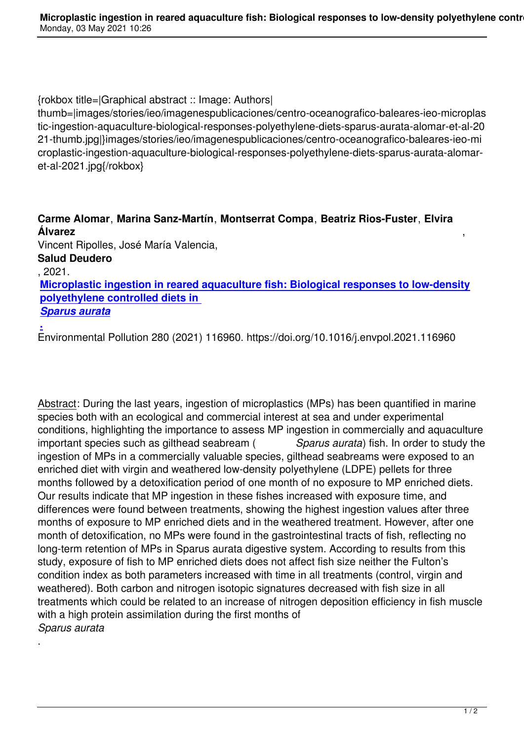{rokbox title=|Graphical abstract :: Image: Authors| thumb=|images/stories/ieo/imagenespublicaciones/centro-oceanografico-baleares-ieo-microplastic-ingestion-aquaculture-biological-responses-polyethylene-diets-sparus-aurata-alomar-et-al-2021-thumb.jpg|}images/stories/ieo/imagenespublicaciones/centro-oceanografico-baleares-ieo-microplastic-ingestion-aquaculture-biological-responses-polyethylene-diets-sparus-aurata-alomar-et-al-2021.jpg{/rokbox}

**Carme Alomar**, **Marina Sanz-Martín**, **Montserrat Compa**, **Beatriz Rios-Fuster**, **Elvira Álvarez**, Vincent Ripolles, José María Valencia, **Salud Deudero**, 2021. **[Microplastic ingestion in reared aquaculture fish: Biological responses to low-density polyethylene controlled diets in *Sparus aurata*.]** Environmental Pollution 280 (2021) 116960. https://doi.org/10.1016/j.envpol.2021.116960

Abstract: During the last years, ingestion of microplastics (MPs) has been quantified in marine species both with an ecological and commercial interest at sea and under experimental conditions, highlighting the importance to assess MP ingestion in commercially and aquaculture important species such as gilthead seabream (*Sparus aurata*) fish. In order to study the ingestion of MPs in a commercially valuable species, gilthead seabreams were exposed to an enriched diet with virgin and weathered low-density polyethylene (LDPE) pellets for three months followed by a detoxification period of one month of no exposure to MP enriched diets. Our results indicate that MP ingestion in these fishes increased with exposure time, and differences were found between treatments, showing the highest ingestion values after three months of exposure to MP enriched diets and in the weathered treatment. However, after one month of detoxification, no MPs were found in the gastrointestinal tracts of fish, reflecting no long-term retention of MPs in Sparus aurata digestive system. According to results from this study, exposure of fish to MP enriched diets does not affect fish size neither the Fulton's condition index as both parameters increased with time in all treatments (control, virgin and weathered). Both carbon and nitrogen isotopic signatures decreased with fish size in all treatments which could be related to an increase of nitrogen deposition efficiency in fish muscle with a high protein assimilation during the first months of *Sparus aurata*.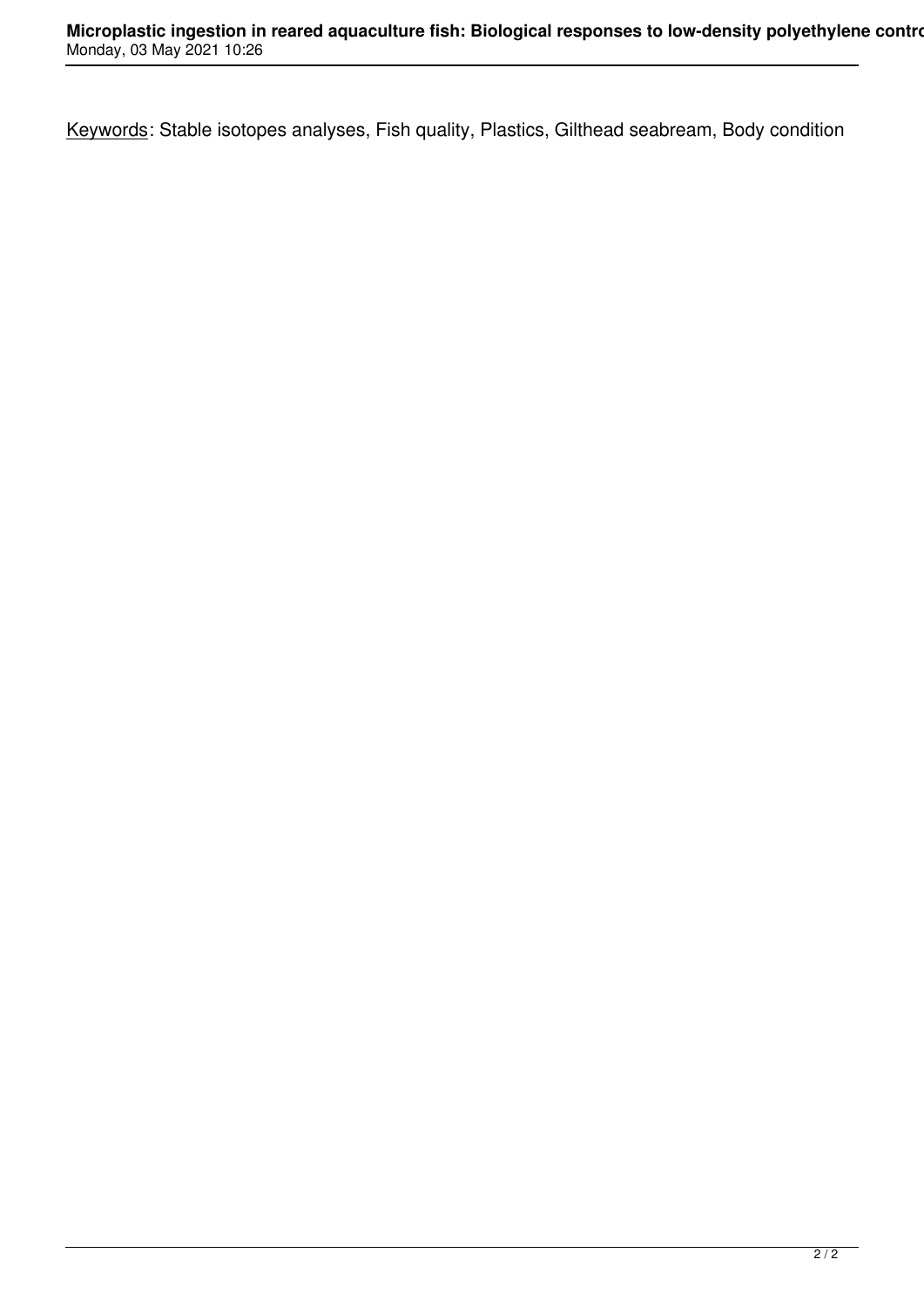Keywords: Stable isotopes analyses, Fish quality, Plastics, Gilthead seabream, Body condition